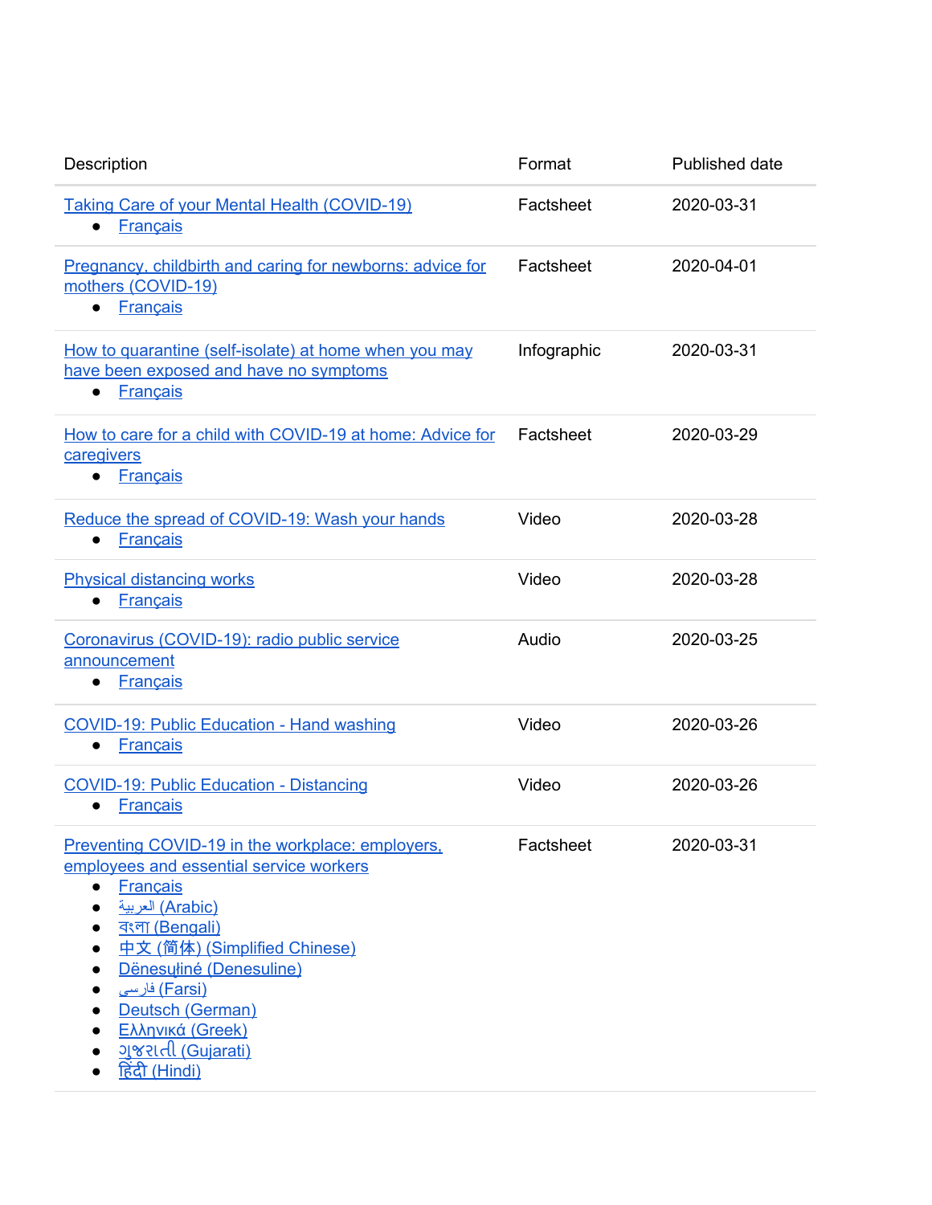| Description | Format | Published date |
| --- | --- | --- |
| Taking Care of your Mental Health (COVID-19)<br>• Français | Factsheet | 2020-03-31 |
| Pregnancy, childbirth and caring for newborns: advice for mothers (COVID-19)<br>• Français | Factsheet | 2020-04-01 |
| How to quarantine (self-isolate) at home when you may have been exposed and have no symptoms<br>• Français | Infographic | 2020-03-31 |
| How to care for a child with COVID-19 at home: Advice for caregivers<br>• Français | Factsheet | 2020-03-29 |
| Reduce the spread of COVID-19: Wash your hands<br>• Français | Video | 2020-03-28 |
| Physical distancing works<br>• Français | Video | 2020-03-28 |
| Coronavirus (COVID-19): radio public service announcement<br>• Français | Audio | 2020-03-25 |
| COVID-19: Public Education - Hand washing<br>• Français | Video | 2020-03-26 |
| COVID-19: Public Education - Distancing<br>• Français | Video | 2020-03-26 |
| Preventing COVID-19 in the workplace: employers, employees and essential service workers<br>• Français<br>• العربية (Arabic)<br>• বাংলা (Bengali)<br>• 中文 (简体) (Simplified Chinese)<br>• Dënesųłiné (Denesuline)<br>• فارسی (Farsi)<br>• Deutsch (German)<br>• Ελληνικά (Greek)<br>• ગુજરાતી (Gujarati)<br>• हिंदी (Hindi) | Factsheet | 2020-03-31 |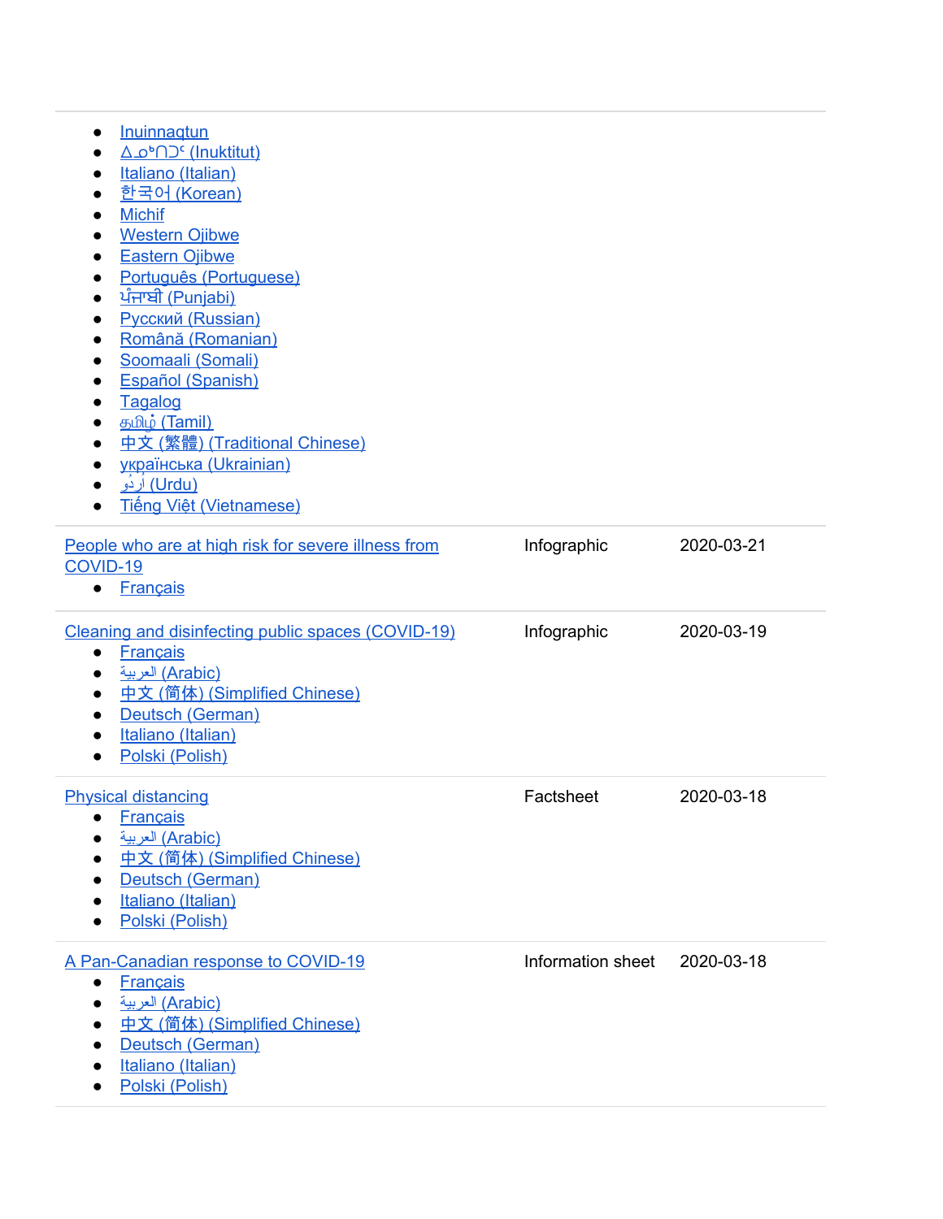| | | |
|---|---|---|
| • Inuinnaqtun<br>• ᐃᓄᒃᑎᑐᑦ (Inuktitut)<br>• Italiano (Italian)<br>• 한국어 (Korean)<br>• Michif<br>• Western Ojibwe<br>• Eastern Ojibwe<br>• Português (Portuguese)<br>• ਪੰਜਾਬੀ (Punjabi)<br>• Русский (Russian)<br>• Română (Romanian)<br>• Soomaali (Somali)<br>• Español (Spanish)<br>• Tagalog<br>• தமிழ் (Tamil)<br>• 中文 (繁體) (Traditional Chinese)<br>• українська (Ukrainian)<br>• اردو (Urdu)<br>• Tiếng Việt (Vietnamese) | | |
| People who are at high risk for severe illness from COVID-19<br>• Français | Infographic | 2020-03-21 |
| Cleaning and disinfecting public spaces (COVID-19)<br>• Français<br>• العربية (Arabic)<br>• 中文 (简体) (Simplified Chinese)<br>• Deutsch (German)<br>• Italiano (Italian)<br>• Polski (Polish) | Infographic | 2020-03-19 |
| Physical distancing<br>• Français<br>• العربية (Arabic)<br>• 中文 (简体) (Simplified Chinese)<br>• Deutsch (German)<br>• Italiano (Italian)<br>• Polski (Polish) | Factsheet | 2020-03-18 |
| A Pan-Canadian response to COVID-19<br>• Français<br>• العربية (Arabic)<br>• 中文 (简体) (Simplified Chinese)<br>• Deutsch (German)<br>• Italiano (Italian)<br>• Polski (Polish) | Information sheet | 2020-03-18 |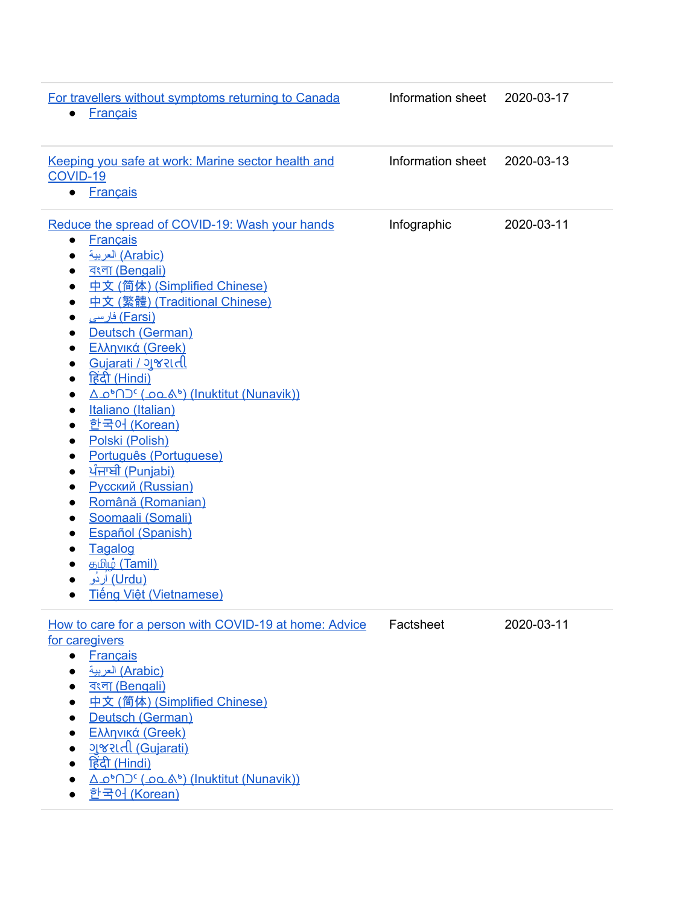| | | |
|---|---|---|
| For travellers without symptoms returning to Canada<br>• Français | Information sheet | 2020-03-17 |
| Keeping you safe at work: Marine sector health and COVID-19<br>• Français | Information sheet | 2020-03-13 |
| Reduce the spread of COVID-19: Wash your hands<br>• Français<br>• العربية (Arabic)<br>• বাংলা (Bengali)<br>• 中文 (简体) (Simplified Chinese)<br>• 中文 (繁體) (Traditional Chinese)<br>• فارسی (Farsi)<br>• Deutsch (German)<br>• Ελληνικά (Greek)<br>• Gujarati / ગુજરાતી<br>• हिंदी (Hindi)<br>• ᐃᓄᒃᑎᑐᑦ (ᓄᓇᕕᒃ) (Inuktitut (Nunavik))<br>• Italiano (Italian)<br>• 한국어 (Korean)<br>• Polski (Polish)<br>• Português (Portuguese)<br>• ਪੰਜਾਬੀ (Punjabi)<br>• Русский (Russian)<br>• Română (Romanian)<br>• Soomaali (Somali)<br>• Español (Spanish)<br>• Tagalog<br>• தமிழ் (Tamil)<br>• اردُو (Urdu)<br>• Tiếng Việt (Vietnamese) | Infographic | 2020-03-11 |
| How to care for a person with COVID-19 at home: Advice for caregivers<br>• Français<br>• العربية (Arabic)<br>• বাংলা (Bengali)<br>• 中文 (简体) (Simplified Chinese)<br>• Deutsch (German)<br>• Ελληνικά (Greek)<br>• ગુજરાતી (Gujarati)<br>• हिंदी (Hindi)<br>• ᐃᓄᒃᑎᑐᑦ (ᓄᓇᕕᒃ) (Inuktitut (Nunavik))<br>• 한국어 (Korean) | Factsheet | 2020-03-11 |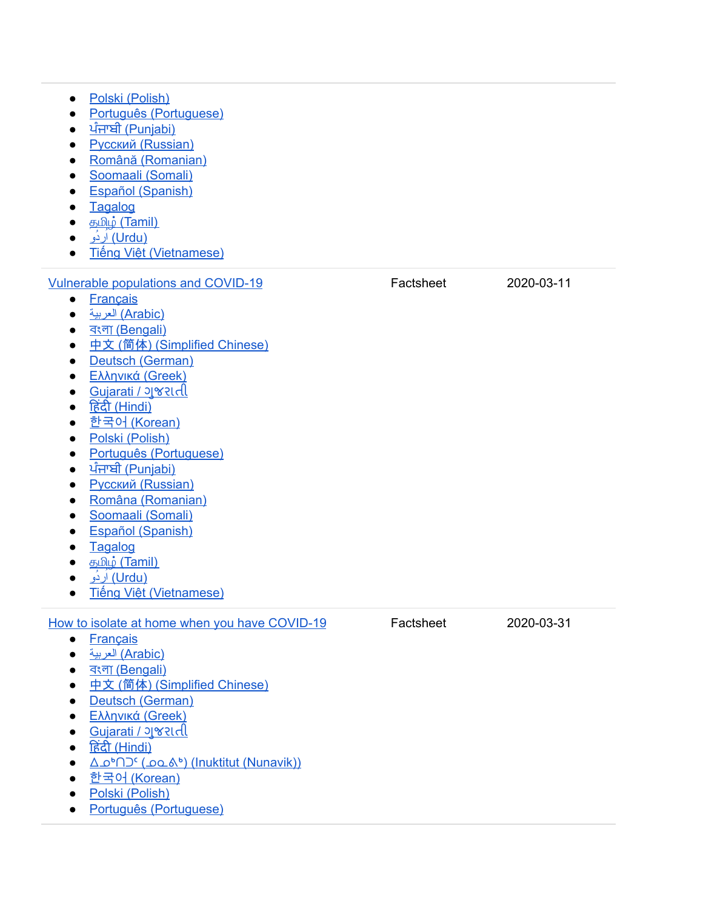- Polski (Polish)
- Português (Portuguese)
- ਪੰਜਾਬੀ (Punjabi)
- Русский (Russian)
- Română (Romanian)
- Soomaali (Somali)
- Español (Spanish)
- Tagalog
- தமிழ் (Tamil)
- اردو (Urdu)
- Tiếng Việt (Vietnamese)

| Vulnerable populations and COVID-19 | Factsheet | 2020-03-11 |
|---|---|---|

- Français
- العربية (Arabic)
- বাংলা (Bengali)
- 中文 (简体) (Simplified Chinese)
- Deutsch (German)
- Ελληνικά (Greek)
- Gujarati / ગુજરાતી
- हिंदी (Hindi)
- 한국어 (Korean)
- Polski (Polish)
- Português (Portuguese)
- ਪੰਜਾਬੀ (Punjabi)
- Русский (Russian)
- Româna (Romanian)
- Soomaali (Somali)
- Español (Spanish)
- Tagalog
- தமிழ் (Tamil)
- اردو (Urdu)
- Tiếng Việt (Vietnamese)

| How to isolate at home when you have COVID-19 | Factsheet | 2020-03-31 |
|---|---|---|

- Français
- العربية (Arabic)
- বাংলা (Bengali)
- 中文 (简体) (Simplified Chinese)
- Deutsch (German)
- Ελληνικά (Greek)
- Gujarati / ગુજરાતી
- हिंदी (Hindi)
- ᐃᓄᒃᑎᑐᑦ (ᓄᓇᕕᒃ) (Inuktitut (Nunavik))
- 한국어 (Korean)
- Polski (Polish)
- Português (Portuguese)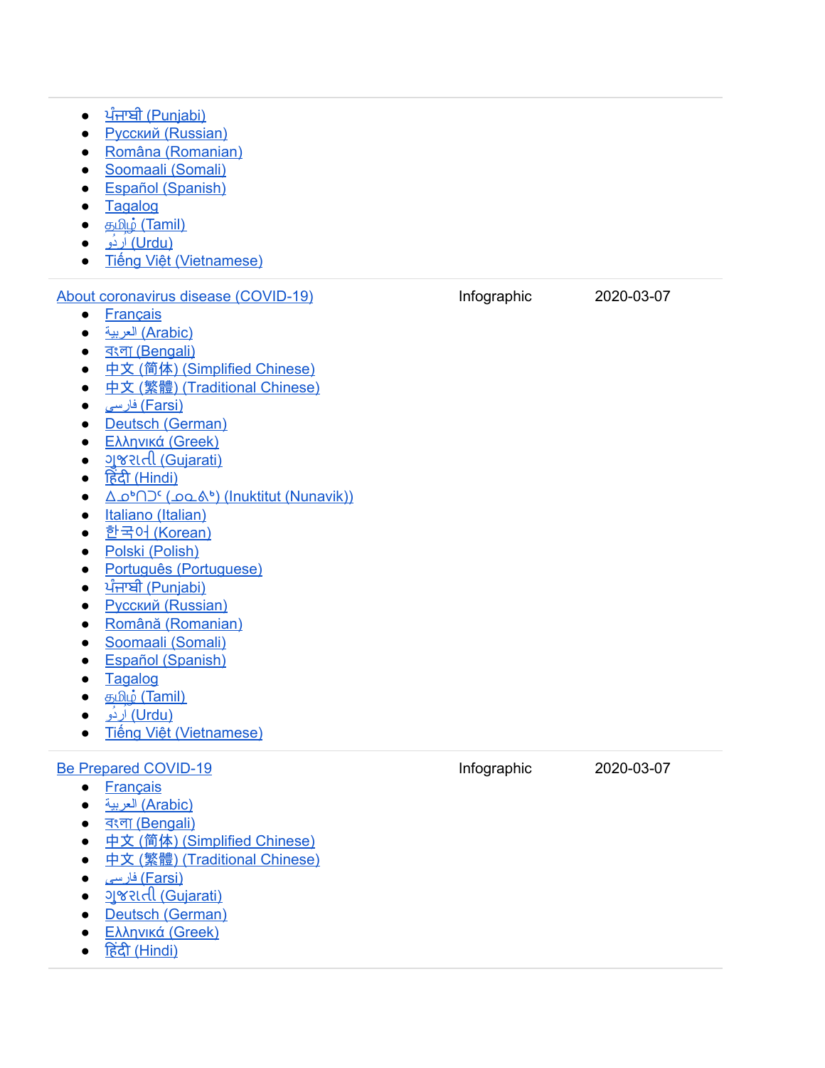| | | |
|---|---|---|
| • ਪੰਜਾਬੀ (Punjabi)<br>• Русский (Russian)<br>• Române (Romanian)<br>• Soomaali (Somali)<br>• Español (Spanish)<br>• Tagalog<br>• தமிழ் (Tamil)<br>• اردُو (Urdu)<br>• Tiếng Việt (Vietnamese) | | |
| About coronavirus disease (COVID-19)<br>• Français<br>• العربية (Arabic)<br>• বাংলা (Bengali)<br>• 中文 (简体) (Simplified Chinese)<br>• 中文 (繁體) (Traditional Chinese)<br>• فارسی (Farsi)<br>• Deutsch (German)<br>• Ελληνικά (Greek)<br>• ગુજરાતી (Gujarati)<br>• हिंदी (Hindi)<br>• ᐃᓄᒃᑎᑐᑦ (ᓄᓇᕕᒃ) (Inuktitut (Nunavik))<br>• Italiano (Italian)<br>• 한국어 (Korean)<br>• Polski (Polish)<br>• Português (Portuguese)<br>• ਪੰਜਾਬੀ (Punjabi)<br>• Русский (Russian)<br>• Română (Romanian)<br>• Soomaali (Somali)<br>• Español (Spanish)<br>• Tagalog<br>• தமிழ் (Tamil)<br>• اردُو (Urdu)<br>• Tiếng Việt (Vietnamese) | Infographic | 2020-03-07 |
| Be Prepared COVID-19<br>• Français<br>• العربية (Arabic)<br>• বাংলা (Bengali)<br>• 中文 (简体) (Simplified Chinese)<br>• 中文 (繁體) (Traditional Chinese)<br>• فارسی (Farsi)<br>• ગુજરાતી (Gujarati)<br>• Deutsch (German)<br>• Ελληνικά (Greek)<br>• हिंदी (Hindi) | Infographic | 2020-03-07 |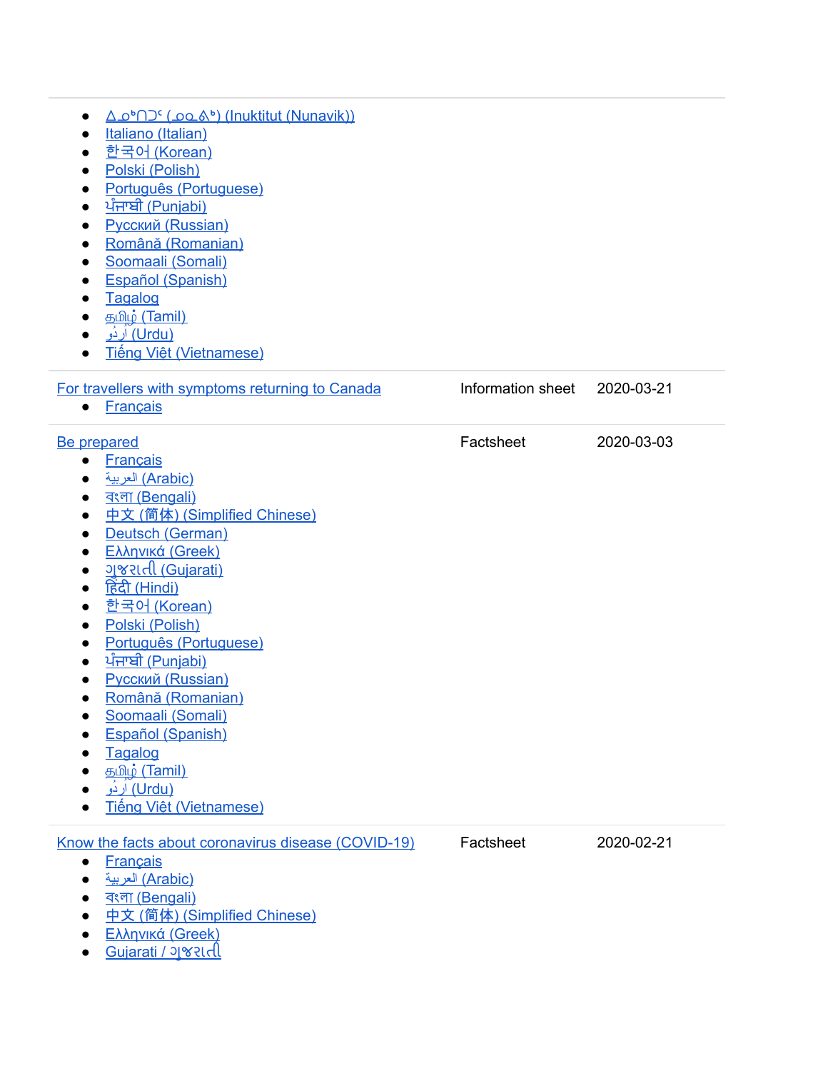| | | |
|---|---|---|
| • ᐃᓄᒃᑎᑐᑦ (ᓄᓇᕕᒃ) (Inuktitut (Nunavik))<br>• Italiano (Italian)<br>• 한국어 (Korean)<br>• Polski (Polish)<br>• Português (Portuguese)<br>• ਪੰਜਾਬੀ (Punjabi)<br>• Русский (Russian)<br>• Română (Romanian)<br>• Soomaali (Somali)<br>• Español (Spanish)<br>• Tagalog<br>• தமிழ் (Tamil)<br>• اردو (Urdu)<br>• Tiếng Việt (Vietnamese) | | |
| For travellers with symptoms returning to Canada<br>• Français | Information sheet | 2020-03-21 |
| Be prepared<br>• Français<br>• العربية (Arabic)<br>• বাংলা (Bengali)<br>• 中文 (简体) (Simplified Chinese)<br>• Deutsch (German)<br>• Ελληνικά (Greek)<br>• ગુજરાતી (Gujarati)<br>• हिंदी (Hindi)<br>• 한국어 (Korean)<br>• Polski (Polish)<br>• Português (Portuguese)<br>• ਪੰਜਾਬੀ (Punjabi)<br>• Русский (Russian)<br>• Română (Romanian)<br>• Soomaali (Somali)<br>• Español (Spanish)<br>• Tagalog<br>• தமிழ் (Tamil)<br>• اردو (Urdu)<br>• Tiếng Việt (Vietnamese) | Factsheet | 2020-03-03 |
| Know the facts about coronavirus disease (COVID-19)<br>• Français<br>• العربية (Arabic)<br>• বাংলা (Bengali)<br>• 中文 (简体) (Simplified Chinese)<br>• Ελληνικά (Greek)<br>• Gujarati / ગુજરાતી | Factsheet | 2020-02-21 |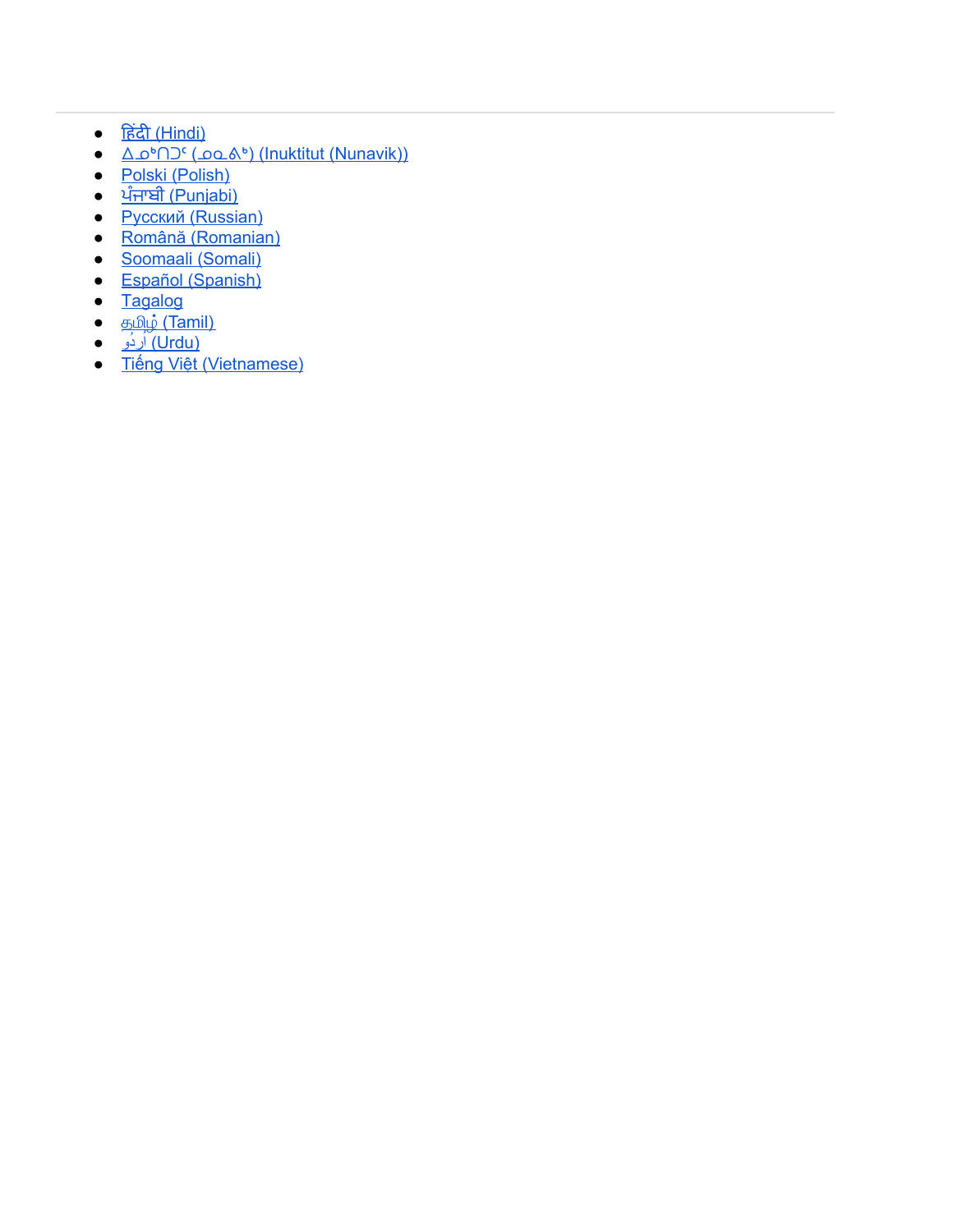---

- हिंदी (Hindi)
- ᐃᓄᒃᑎᑐᑦ (ᓄᓇᕕᒃ) (Inuktitut (Nunavik))
- Polski (Polish)
- ਪੰਜਾਬੀ (Punjabi)
- Русский (Russian)
- Română (Romanian)
- Soomaali (Somali)
- Español (Spanish)
- Tagalog
- தமிழ் (Tamil)
- اردو (Urdu)
- Tiếng Việt (Vietnamese)